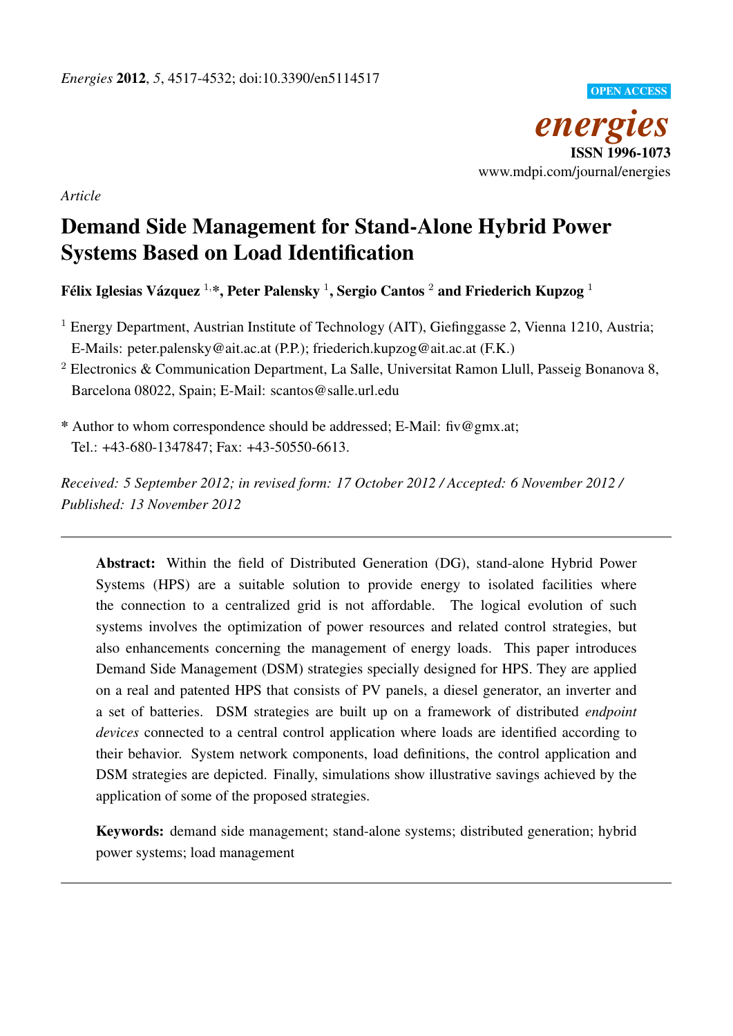*Article*

# Demand Side Management for Stand-Alone Hybrid Power Systems Based on Load Identification

**Félix Iglesias Vázquez [1,*], Peter Palensky [1], Sergio Cantos [2] and Friederich Kupzog [1]**

[1] Energy Department, Austrian Institute of Technology (AIT), Giefinggasse 2, Vienna 1210, Austria; E-Mails: peter.palensky@ait.ac.at (P.P.); friederich.kupzog@ait.ac.at (F.K.)

[2] Electronics & Communication Department, La Salle, Universitat Ramon Llull, Passeig Bonanova 8, Barcelona 08022, Spain; E-Mail: scantos@salle.url.edu

* Author to whom correspondence should be addressed; E-Mail: fiv@gmx.at; Tel.: +43-680-1347847; Fax: +43-50550-6613.

*Received: 5 September 2012; in revised form: 17 October 2012 / Accepted: 6 November 2012 / Published: 13 November 2012*

---

**Abstract:** Within the field of Distributed Generation (DG), stand-alone Hybrid Power Systems (HPS) are a suitable solution to provide energy to isolated facilities where the connection to a centralized grid is not affordable. The logical evolution of such systems involves the optimization of power resources and related control strategies, but also enhancements concerning the management of energy loads. This paper introduces Demand Side Management (DSM) strategies specially designed for HPS. They are applied on a real and patented HPS that consists of PV panels, a diesel generator, an inverter and a set of batteries. DSM strategies are built up on a framework of distributed *endpoint devices* connected to a central control application where loads are identified according to their behavior. System network components, load definitions, the control application and DSM strategies are depicted. Finally, simulations show illustrative savings achieved by the application of some of the proposed strategies.

**Keywords:** demand side management; stand-alone systems; distributed generation; hybrid power systems; load management

---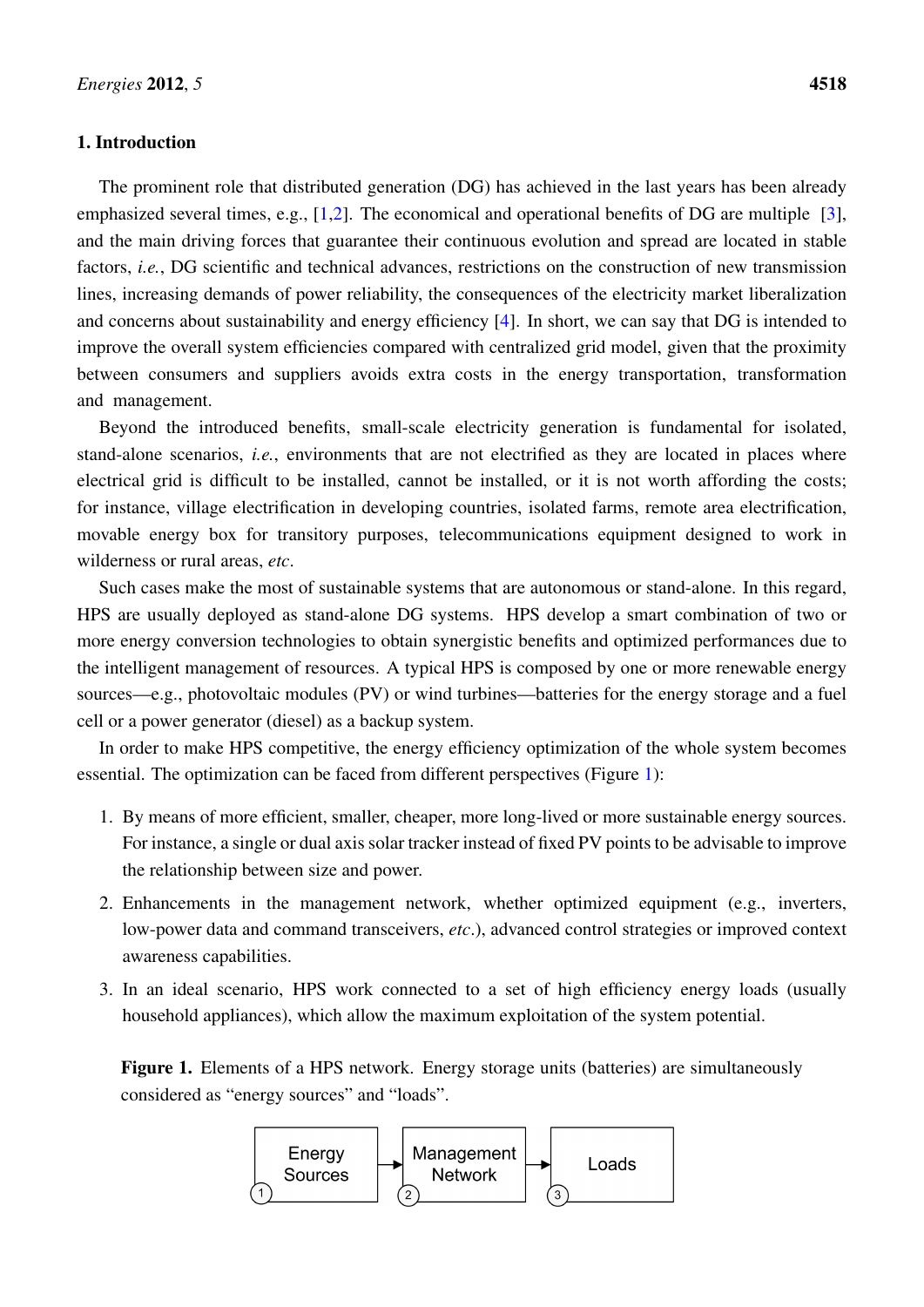## 1. Introduction

The prominent role that distributed generation (DG) has achieved in the last years has been already emphasized several times, e.g., [1,2]. The economical and operational benefits of DG are multiple [3], and the main driving forces that guarantee their continuous evolution and spread are located in stable factors, *i.e.*, DG scientific and technical advances, restrictions on the construction of new transmission lines, increasing demands of power reliability, the consequences of the electricity market liberalization and concerns about sustainability and energy efficiency [4]. In short, we can say that DG is intended to improve the overall system efficiencies compared with centralized grid model, given that the proximity between consumers and suppliers avoids extra costs in the energy transportation, transformation and management.

Beyond the introduced benefits, small-scale electricity generation is fundamental for isolated, stand-alone scenarios, *i.e.*, environments that are not electrified as they are located in places where electrical grid is difficult to be installed, cannot be installed, or it is not worth affording the costs; for instance, village electrification in developing countries, isolated farms, remote area electrification, movable energy box for transitory purposes, telecommunications equipment designed to work in wilderness or rural areas, *etc*.

Such cases make the most of sustainable systems that are autonomous or stand-alone. In this regard, HPS are usually deployed as stand-alone DG systems. HPS develop a smart combination of two or more energy conversion technologies to obtain synergistic benefits and optimized performances due to the intelligent management of resources. A typical HPS is composed by one or more renewable energy sources—e.g., photovoltaic modules (PV) or wind turbines—batteries for the energy storage and a fuel cell or a power generator (diesel) as a backup system.

In order to make HPS competitive, the energy efficiency optimization of the whole system becomes essential. The optimization can be faced from different perspectives (Figure 1):

1. By means of more efficient, smaller, cheaper, more long-lived or more sustainable energy sources. For instance, a single or dual axis solar tracker instead of fixed PV points to be advisable to improve the relationship between size and power.
2. Enhancements in the management network, whether optimized equipment (e.g., inverters, low-power data and command transceivers, *etc*.), advanced control strategies or improved context awareness capabilities.
3. In an ideal scenario, HPS work connected to a set of high efficiency energy loads (usually household appliances), which allow the maximum exploitation of the system potential.

**Figure 1.** Elements of a HPS network. Energy storage units (batteries) are simultaneously considered as "energy sources" and "loads".

Energy Sources (1) → Management Network (2) → Loads (3)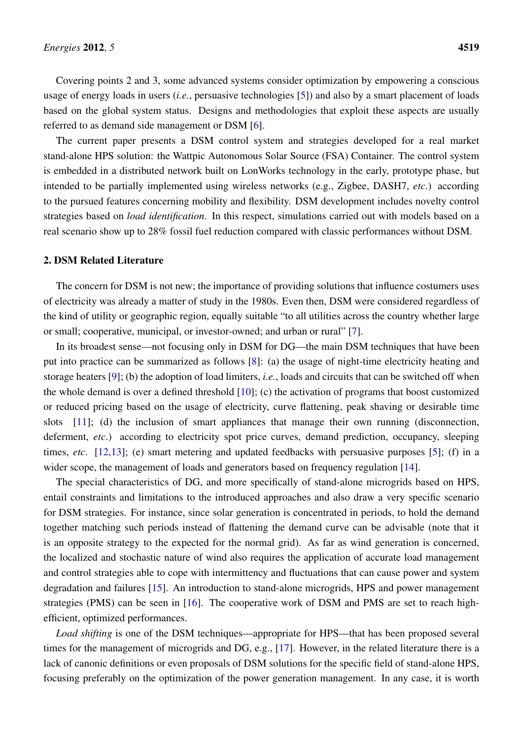Covering points 2 and 3, some advanced systems consider optimization by empowering a conscious usage of energy loads in users (*i.e.*, persuasive technologies [5]) and also by a smart placement of loads based on the global system status. Designs and methodologies that exploit these aspects are usually referred to as demand side management or DSM [6].

The current paper presents a DSM control system and strategies developed for a real market stand-alone HPS solution: the Wattpic Autonomous Solar Source (FSA) Container. The control system is embedded in a distributed network built on LonWorks technology in the early, prototype phase, but intended to be partially implemented using wireless networks (e.g., Zigbee, DASH7, *etc.*) according to the pursued features concerning mobility and flexibility. DSM development includes novelty control strategies based on *load identification*. In this respect, simulations carried out with models based on a real scenario show up to 28% fossil fuel reduction compared with classic performances without DSM.

## 2. DSM Related Literature

The concern for DSM is not new; the importance of providing solutions that influence costumers uses of electricity was already a matter of study in the 1980s. Even then, DSM were considered regardless of the kind of utility or geographic region, equally suitable "to all utilities across the country whether large or small; cooperative, municipal, or investor-owned; and urban or rural" [7].

In its broadest sense—not focusing only in DSM for DG—the main DSM techniques that have been put into practice can be summarized as follows [8]: (a) the usage of night-time electricity heating and storage heaters [9]; (b) the adoption of load limiters, *i.e.*, loads and circuits that can be switched off when the whole demand is over a defined threshold [10]; (c) the activation of programs that boost customized or reduced pricing based on the usage of electricity, curve flattening, peak shaving or desirable time slots [11]; (d) the inclusion of smart appliances that manage their own running (disconnection, deferment, *etc.*) according to electricity spot price curves, demand prediction, occupancy, sleeping times, *etc.* [12,13]; (e) smart metering and updated feedbacks with persuasive purposes [5]; (f) in a wider scope, the management of loads and generators based on frequency regulation [14].

The special characteristics of DG, and more specifically of stand-alone microgrids based on HPS, entail constraints and limitations to the introduced approaches and also draw a very specific scenario for DSM strategies. For instance, since solar generation is concentrated in periods, to hold the demand together matching such periods instead of flattening the demand curve can be advisable (note that it is an opposite strategy to the expected for the normal grid). As far as wind generation is concerned, the localized and stochastic nature of wind also requires the application of accurate load management and control strategies able to cope with intermittency and fluctuations that can cause power and system degradation and failures [15]. An introduction to stand-alone microgrids, HPS and power management strategies (PMS) can be seen in [16]. The cooperative work of DSM and PMS are set to reach high-efficient, optimized performances.

*Load shifting* is one of the DSM techniques—appropriate for HPS—that has been proposed several times for the management of microgrids and DG, e.g., [17]. However, in the related literature there is a lack of canonic definitions or even proposals of DSM solutions for the specific field of stand-alone HPS, focusing preferably on the optimization of the power generation management. In any case, it is worth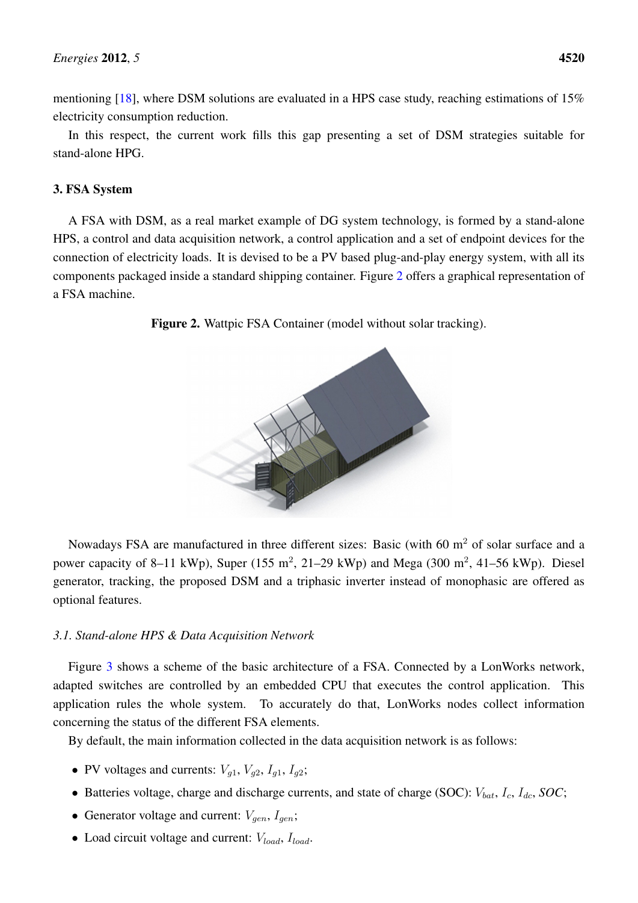mentioning [18], where DSM solutions are evaluated in a HPS case study, reaching estimations of 15% electricity consumption reduction.

In this respect, the current work fills this gap presenting a set of DSM strategies suitable for stand-alone HPG.

## 3. FSA System

A FSA with DSM, as a real market example of DG system technology, is formed by a stand-alone HPS, a control and data acquisition network, a control application and a set of endpoint devices for the connection of electricity loads. It is devised to be a PV based plug-and-play energy system, with all its components packaged inside a standard shipping container. Figure 2 offers a graphical representation of a FSA machine.

**Figure 2.** Wattpic FSA Container (model without solar tracking).

Nowadays FSA are manufactured in three different sizes: Basic (with 60 $m^2$ of solar surface and a power capacity of 8–11 kWp), Super (155 $m^2$, 21–29 kWp) and Mega (300 $m^2$, 41–56 kWp). Diesel generator, tracking, the proposed DSM and a triphasic inverter instead of monophasic are offered as optional features.

### *3.1. Stand-alone HPS & Data Acquisition Network*

Figure 3 shows a scheme of the basic architecture of a FSA. Connected by a LonWorks network, adapted switches are controlled by an embedded CPU that executes the control application. This application rules the whole system. To accurately do that, LonWorks nodes collect information concerning the status of the different FSA elements.

By default, the main information collected in the data acquisition network is as follows:

- PV voltages and currents: $V_{g1}$, $V_{g2}$, $I_{g1}$, $I_{g2}$;
- Batteries voltage, charge and discharge currents, and state of charge (SOC): $V_{bat}$, $I_c$, $I_{dc}$, $SOC$;
- Generator voltage and current: $V_{gen}$, $I_{gen}$;
- Load circuit voltage and current: $V_{load}$, $I_{load}$.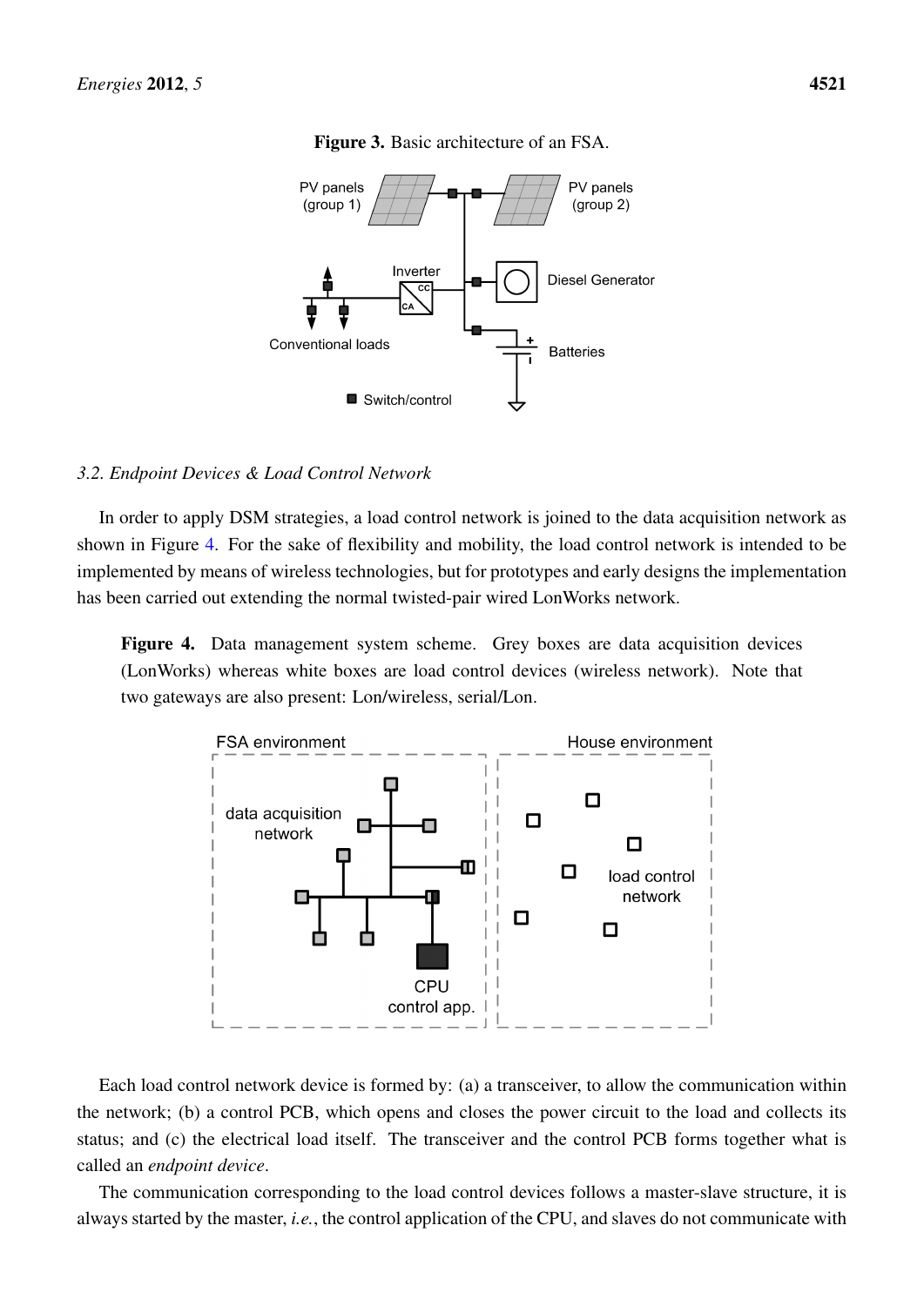**Figure 3.** Basic architecture of an FSA.

### 3.2. Endpoint Devices & Load Control Network

In order to apply DSM strategies, a load control network is joined to the data acquisition network as shown in Figure 4. For the sake of flexibility and mobility, the load control network is intended to be implemented by means of wireless technologies, but for prototypes and early designs the implementation has been carried out extending the normal twisted-pair wired LonWorks network.

**Figure 4.** Data management system scheme. Grey boxes are data acquisition devices (LonWorks) whereas white boxes are load control devices (wireless network). Note that two gateways are also present: Lon/wireless, serial/Lon.

Each load control network device is formed by: (a) a transceiver, to allow the communication within the network; (b) a control PCB, which opens and closes the power circuit to the load and collects its status; and (c) the electrical load itself. The transceiver and the control PCB forms together what is called an *endpoint device*.

The communication corresponding to the load control devices follows a master-slave structure, it is always started by the master, *i.e.*, the control application of the CPU, and slaves do not communicate with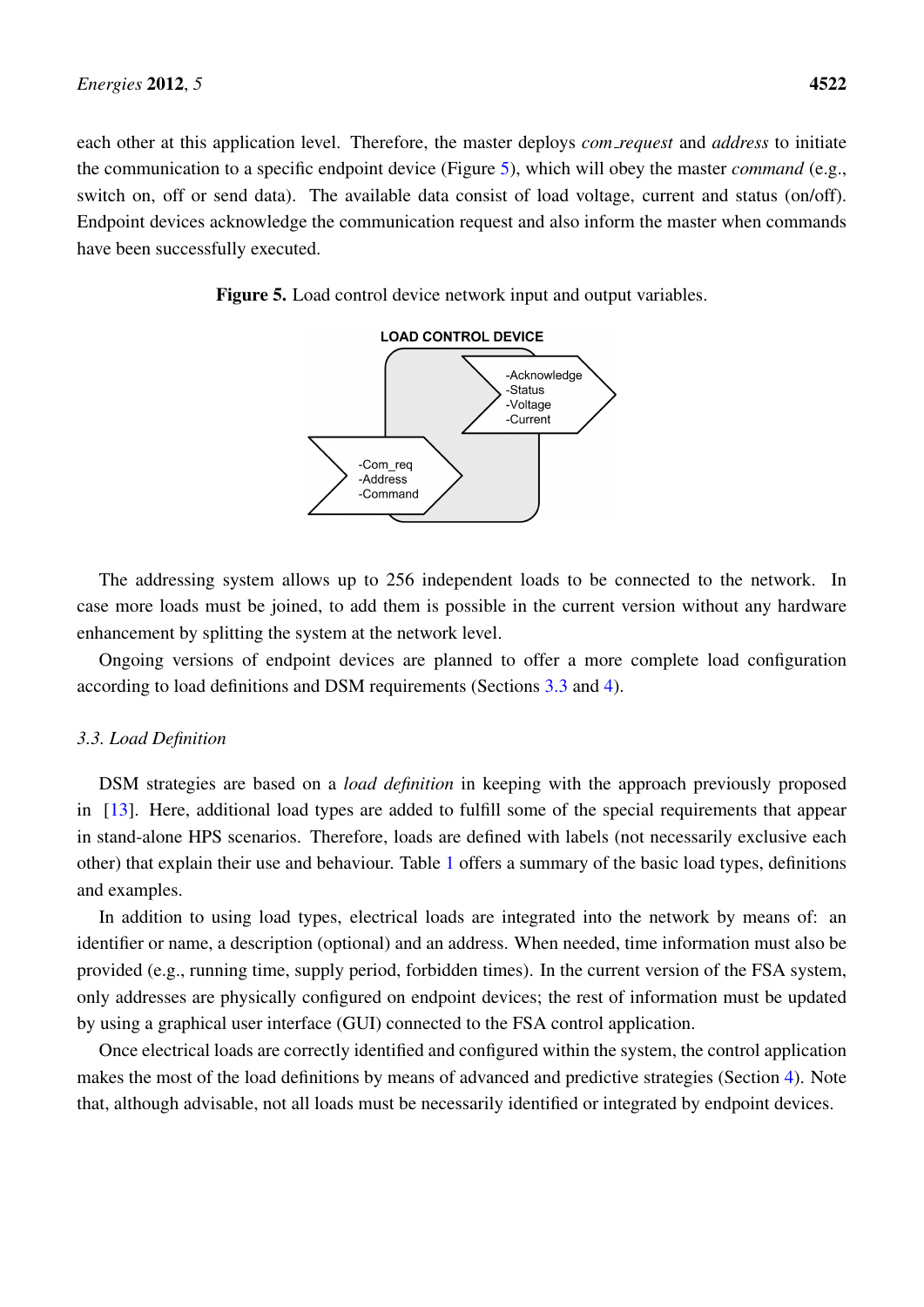each other at this application level. Therefore, the master deploys *com_request* and *address* to initiate the communication to a specific endpoint device (Figure 5), which will obey the master *command* (e.g., switch on, off or send data). The available data consist of load voltage, current and status (on/off). Endpoint devices acknowledge the communication request and also inform the master when commands have been successfully executed.

**Figure 5.** Load control device network input and output variables.

The addressing system allows up to 256 independent loads to be connected to the network. In case more loads must be joined, to add them is possible in the current version without any hardware enhancement by splitting the system at the network level.

Ongoing versions of endpoint devices are planned to offer a more complete load configuration according to load definitions and DSM requirements (Sections 3.3 and 4).

### *3.3. Load Definition*

DSM strategies are based on a *load definition* in keeping with the approach previously proposed in [13]. Here, additional load types are added to fulfill some of the special requirements that appear in stand-alone HPS scenarios. Therefore, loads are defined with labels (not necessarily exclusive each other) that explain their use and behaviour. Table 1 offers a summary of the basic load types, definitions and examples.

In addition to using load types, electrical loads are integrated into the network by means of: an identifier or name, a description (optional) and an address. When needed, time information must also be provided (e.g., running time, supply period, forbidden times). In the current version of the FSA system, only addresses are physically configured on endpoint devices; the rest of information must be updated by using a graphical user interface (GUI) connected to the FSA control application.

Once electrical loads are correctly identified and configured within the system, the control application makes the most of the load definitions by means of advanced and predictive strategies (Section 4). Note that, although advisable, not all loads must be necessarily identified or integrated by endpoint devices.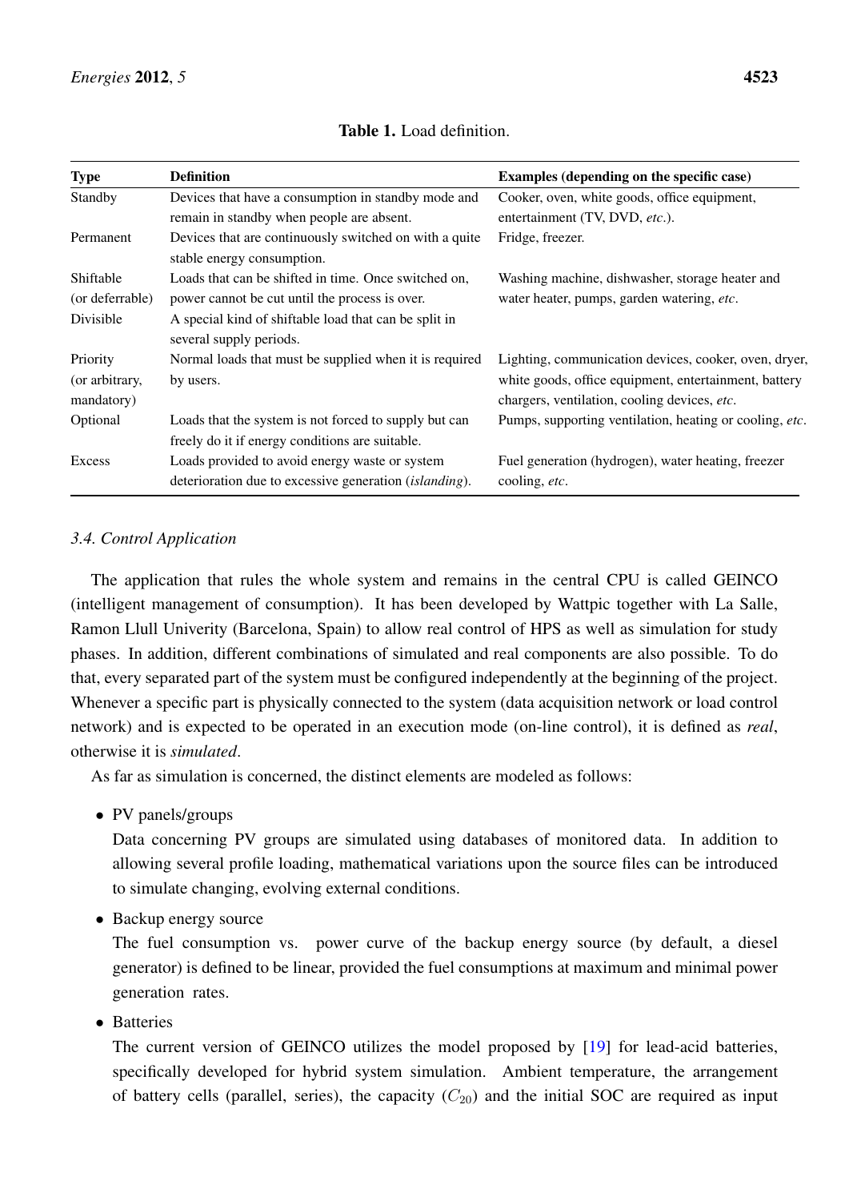**Table 1.** Load definition.

| Type | Definition | Examples (depending on the specific case) |
|---|---|---|
| Standby | Devices that have a consumption in standby mode and remain in standby when people are absent. | Cooker, oven, white goods, office equipment, entertainment (TV, DVD, *etc.*). |
| Permanent | Devices that are continuously switched on with a quite stable energy consumption. | Fridge, freezer. |
| Shiftable (or deferrable) | Loads that can be shifted in time. Once switched on, power cannot be cut until the process is over. | Washing machine, dishwasher, storage heater and water heater, pumps, garden watering, *etc*. |
| Divisible | A special kind of shiftable load that can be split in several supply periods. | |
| Priority (or arbitrary, mandatory) | Normal loads that must be supplied when it is required by users. | Lighting, communication devices, cooker, oven, dryer, white goods, office equipment, entertainment, battery chargers, ventilation, cooling devices, *etc*. |
| Optional | Loads that the system is not forced to supply but can freely do it if energy conditions are suitable. | Pumps, supporting ventilation, heating or cooling, *etc*. |
| Excess | Loads provided to avoid energy waste or system deterioration due to excessive generation (*islanding*). | Fuel generation (hydrogen), water heating, freezer cooling, *etc*. |

### *3.4. Control Application*

The application that rules the whole system and remains in the central CPU is called GEINCO (intelligent management of consumption). It has been developed by Wattpic together with La Salle, Ramon Llull Univerity (Barcelona, Spain) to allow real control of HPS as well as simulation for study phases. In addition, different combinations of simulated and real components are also possible. To do that, every separated part of the system must be configured independently at the beginning of the project. Whenever a specific part is physically connected to the system (data acquisition network or load control network) and is expected to be operated in an execution mode (on-line control), it is defined as *real*, otherwise it is *simulated*.

As far as simulation is concerned, the distinct elements are modeled as follows:

- PV panels/groups

  Data concerning PV groups are simulated using databases of monitored data. In addition to allowing several profile loading, mathematical variations upon the source files can be introduced to simulate changing, evolving external conditions.

- Backup energy source

  The fuel consumption vs. power curve of the backup energy source (by default, a diesel generator) is defined to be linear, provided the fuel consumptions at maximum and minimal power generation rates.

- Batteries

  The current version of GEINCO utilizes the model proposed by [19] for lead-acid batteries, specifically developed for hybrid system simulation. Ambient temperature, the arrangement of battery cells (parallel, series), the capacity ($C_{20}$) and the initial SOC are required as input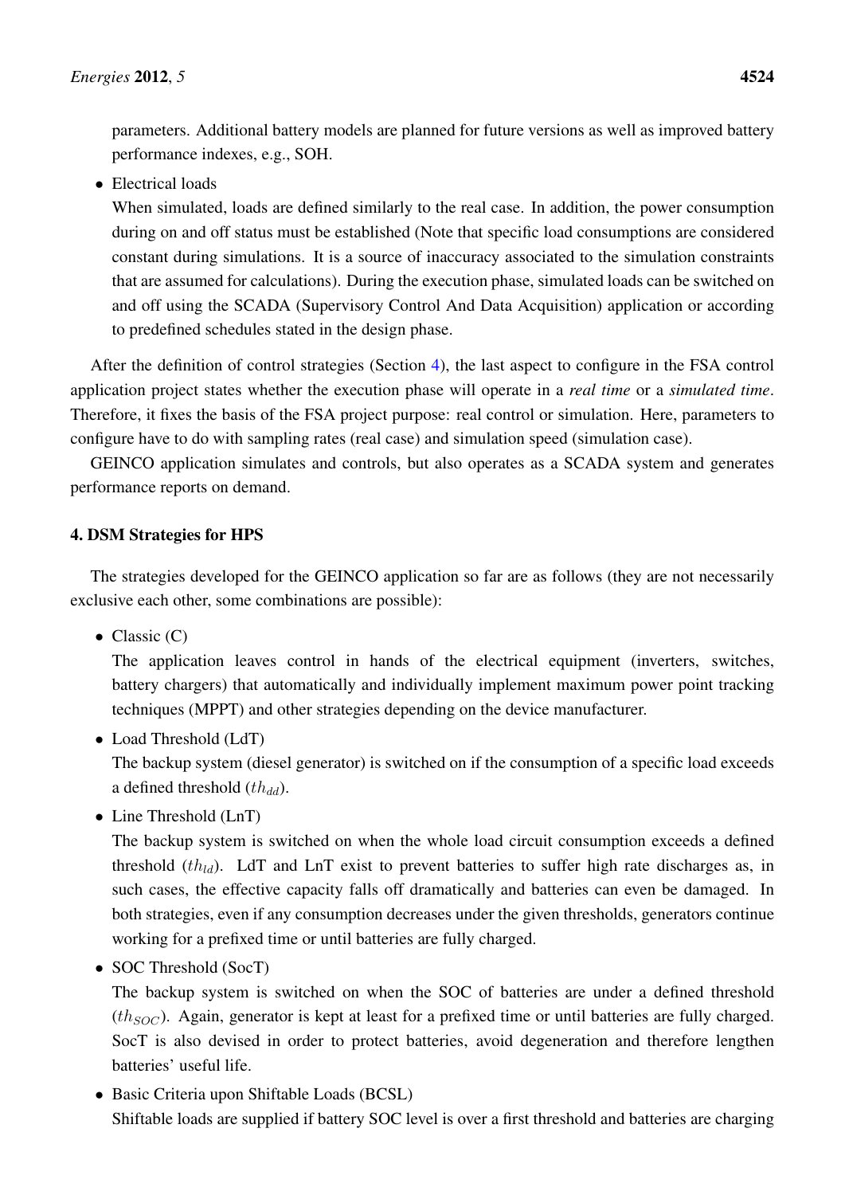parameters. Additional battery models are planned for future versions as well as improved battery performance indexes, e.g., SOH.

- Electrical loads

  When simulated, loads are defined similarly to the real case. In addition, the power consumption during on and off status must be established (Note that specific load consumptions are considered constant during simulations. It is a source of inaccuracy associated to the simulation constraints that are assumed for calculations). During the execution phase, simulated loads can be switched on and off using the SCADA (Supervisory Control And Data Acquisition) application or according to predefined schedules stated in the design phase.

After the definition of control strategies (Section 4), the last aspect to configure in the FSA control application project states whether the execution phase will operate in a *real time* or a *simulated time*. Therefore, it fixes the basis of the FSA project purpose: real control or simulation. Here, parameters to configure have to do with sampling rates (real case) and simulation speed (simulation case).

GEINCO application simulates and controls, but also operates as a SCADA system and generates performance reports on demand.

## 4. DSM Strategies for HPS

The strategies developed for the GEINCO application so far are as follows (they are not necessarily exclusive each other, some combinations are possible):

- Classic (C)

  The application leaves control in hands of the electrical equipment (inverters, switches, battery chargers) that automatically and individually implement maximum power point tracking techniques (MPPT) and other strategies depending on the device manufacturer.

- Load Threshold (LdT)

  The backup system (diesel generator) is switched on if the consumption of a specific load exceeds a defined threshold ($th_{dd}$).

- Line Threshold (LnT)

  The backup system is switched on when the whole load circuit consumption exceeds a defined threshold ($th_{ld}$). LdT and LnT exist to prevent batteries to suffer high rate discharges as, in such cases, the effective capacity falls off dramatically and batteries can even be damaged. In both strategies, even if any consumption decreases under the given thresholds, generators continue working for a prefixed time or until batteries are fully charged.

- SOC Threshold (SocT)

  The backup system is switched on when the SOC of batteries are under a defined threshold ($th_{SOC}$). Again, generator is kept at least for a prefixed time or until batteries are fully charged. SocT is also devised in order to protect batteries, avoid degeneration and therefore lengthen batteries' useful life.

- Basic Criteria upon Shiftable Loads (BCSL)

  Shiftable loads are supplied if battery SOC level is over a first threshold and batteries are charging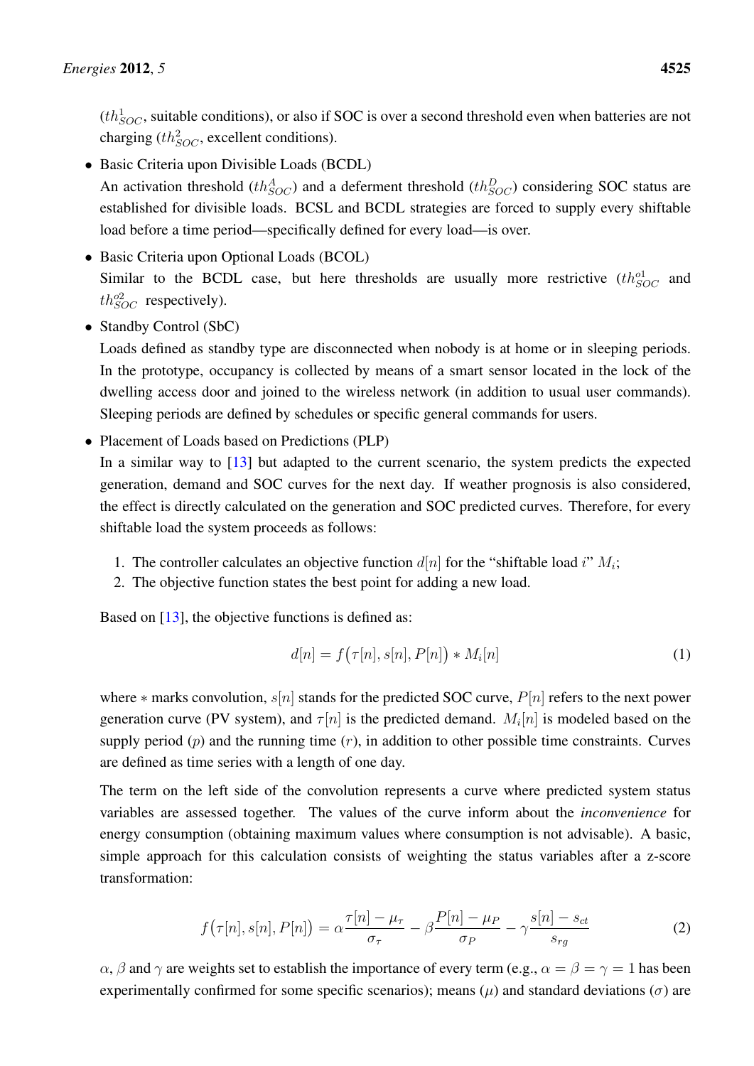($th^{1}_{SOC}$, suitable conditions), or also if SOC is over a second threshold even when batteries are not charging ($th^{2}_{SOC}$, excellent conditions).

- Basic Criteria upon Divisible Loads (BCDL)
  An activation threshold ($th^{A}_{SOC}$) and a deferment threshold ($th^{D}_{SOC}$) considering SOC status are established for divisible loads. BCSL and BCDL strategies are forced to supply every shiftable load before a time period—specifically defined for every load—is over.
- Basic Criteria upon Optional Loads (BCOL)
  Similar to the BCDL case, but here thresholds are usually more restrictive ($th^{o1}_{SOC}$ and $th^{o2}_{SOC}$ respectively).
- Standby Control (SbC)
  Loads defined as standby type are disconnected when nobody is at home or in sleeping periods. In the prototype, occupancy is collected by means of a smart sensor located in the lock of the dwelling access door and joined to the wireless network (in addition to usual user commands). Sleeping periods are defined by schedules or specific general commands for users.
- Placement of Loads based on Predictions (PLP)
  In a similar way to [13] but adapted to the current scenario, the system predicts the expected generation, demand and SOC curves for the next day. If weather prognosis is also considered, the effect is directly calculated on the generation and SOC predicted curves. Therefore, for every shiftable load the system proceeds as follows:

  1. The controller calculates an objective function $d[n]$ for the "shiftable load $i$" $M_i$;
  2. The objective function states the best point for adding a new load.

  Based on [13], the objective functions is defined as:

$$d[n] = f\big(\tau[n], s[n], P[n]\big) * M_i[n] \tag{1}$$

where $*$ marks convolution, $s[n]$ stands for the predicted SOC curve, $P[n]$ refers to the next power generation curve (PV system), and $\tau[n]$ is the predicted demand. $M_i[n]$ is modeled based on the supply period ($p$) and the running time ($r$), in addition to other possible time constraints. Curves are defined as time series with a length of one day.

The term on the left side of the convolution represents a curve where predicted system status variables are assessed together. The values of the curve inform about the *inconvenience* for energy consumption (obtaining maximum values where consumption is not advisable). A basic, simple approach for this calculation consists of weighting the status variables after a z-score transformation:

$$f\big(\tau[n], s[n], P[n]\big) = \alpha\frac{\tau[n] - \mu_\tau}{\sigma_\tau} - \beta\frac{P[n] - \mu_P}{\sigma_P} - \gamma\frac{s[n] - s_{ct}}{s_{rg}} \tag{2}$$

$\alpha$, $\beta$ and $\gamma$ are weights set to establish the importance of every term (e.g., $\alpha = \beta = \gamma = 1$ has been experimentally confirmed for some specific scenarios); means ($\mu$) and standard deviations ($\sigma$) are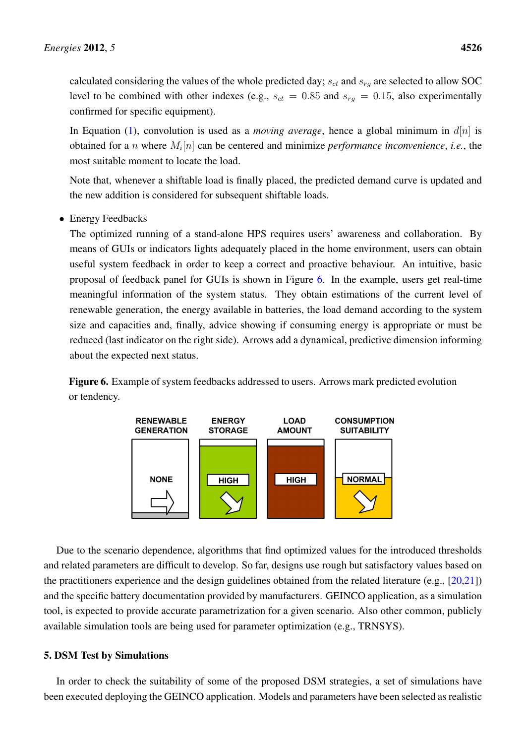calculated considering the values of the whole predicted day; $s_{ct}$ and $s_{rg}$ are selected to allow SOC level to be combined with other indexes (e.g., $s_{ct} = 0.85$ and $s_{rg} = 0.15$, also experimentally confirmed for specific equipment).

In Equation (1), convolution is used as a *moving average*, hence a global minimum in $d[n]$ is obtained for a $n$ where $M_i[n]$ can be centered and minimize *performance inconvenience*, *i.e.*, the most suitable moment to locate the load.

Note that, whenever a shiftable load is finally placed, the predicted demand curve is updated and the new addition is considered for subsequent shiftable loads.

- Energy Feedbacks

  The optimized running of a stand-alone HPS requires users' awareness and collaboration. By means of GUIs or indicators lights adequately placed in the home environment, users can obtain useful system feedback in order to keep a correct and proactive behaviour. An intuitive, basic proposal of feedback panel for GUIs is shown in Figure 6. In the example, users get real-time meaningful information of the system status. They obtain estimations of the current level of renewable generation, the energy available in batteries, the load demand according to the system size and capacities and, finally, advice showing if consuming energy is appropriate or must be reduced (last indicator on the right side). Arrows add a dynamical, predictive dimension informing about the expected next status.

**Figure 6.** Example of system feedbacks addressed to users. Arrows mark predicted evolution or tendency.

Due to the scenario dependence, algorithms that find optimized values for the introduced thresholds and related parameters are difficult to develop. So far, designs use rough but satisfactory values based on the practitioners experience and the design guidelines obtained from the related literature (e.g., [20,21]) and the specific battery documentation provided by manufacturers. GEINCO application, as a simulation tool, is expected to provide accurate parametrization for a given scenario. Also other common, publicly available simulation tools are being used for parameter optimization (e.g., TRNSYS).

## 5. DSM Test by Simulations

In order to check the suitability of some of the proposed DSM strategies, a set of simulations have been executed deploying the GEINCO application. Models and parameters have been selected as realistic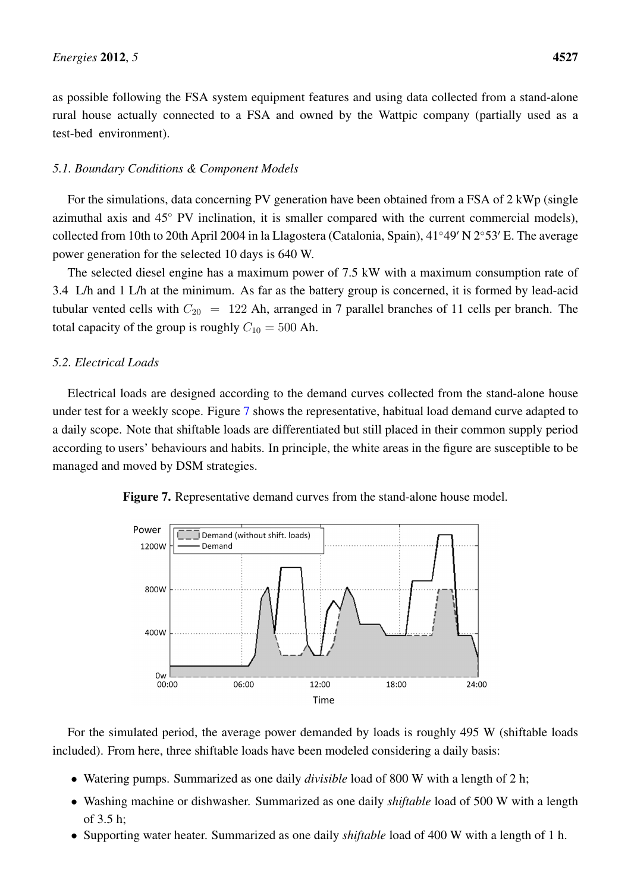as possible following the FSA system equipment features and using data collected from a stand-alone rural house actually connected to a FSA and owned by the Wattpic company (partially used as a test-bed environment).

### 5.1. Boundary Conditions & Component Models

For the simulations, data concerning PV generation have been obtained from a FSA of 2 kWp (single azimuthal axis and 45° PV inclination, it is smaller compared with the current commercial models), collected from 10th to 20th April 2004 in la Llagostera (Catalonia, Spain), 41°49′ N 2°53′ E. The average power generation for the selected 10 days is 640 W.

The selected diesel engine has a maximum power of 7.5 kW with a maximum consumption rate of 3.4 L/h and 1 L/h at the minimum. As far as the battery group is concerned, it is formed by lead-acid tubular vented cells with $C_{20} = 122$ Ah, arranged in 7 parallel branches of 11 cells per branch. The total capacity of the group is roughly $C_{10} = 500$ Ah.

### 5.2. Electrical Loads

Electrical loads are designed according to the demand curves collected from the stand-alone house under test for a weekly scope. Figure 7 shows the representative, habitual load demand curve adapted to a daily scope. Note that shiftable loads are differentiated but still placed in their common supply period according to users' behaviours and habits. In principle, the white areas in the figure are susceptible to be managed and moved by DSM strategies.

**Figure 7.** Representative demand curves from the stand-alone house model.

For the simulated period, the average power demanded by loads is roughly 495 W (shiftable loads included). From here, three shiftable loads have been modeled considering a daily basis:

- Watering pumps. Summarized as one daily *divisible* load of 800 W with a length of 2 h;
- Washing machine or dishwasher. Summarized as one daily *shiftable* load of 500 W with a length of 3.5 h;
- Supporting water heater. Summarized as one daily *shiftable* load of 400 W with a length of 1 h.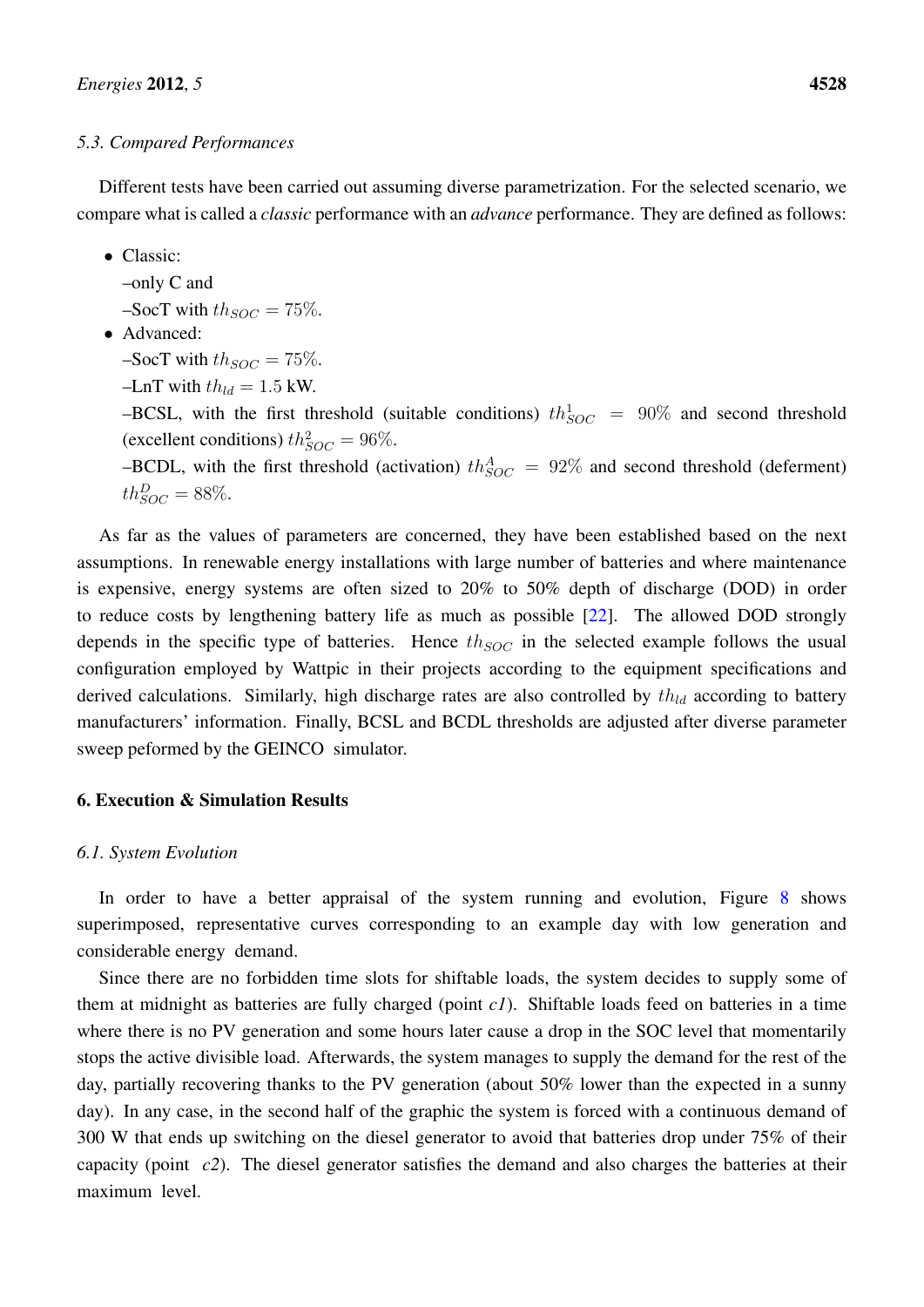### 5.3. Compared Performances

Different tests have been carried out assuming diverse parametrization. For the selected scenario, we compare what is called a *classic* performance with an *advance* performance. They are defined as follows:

- Classic:
  –only C and
  –SocT with $th_{SOC} = 75\%$.
- Advanced:
  –SocT with $th_{SOC} = 75\%$.
  –LnT with $th_{ld} = 1.5$ kW.
  –BCSL, with the first threshold (suitable conditions) $th^1_{SOC} = 90\%$ and second threshold (excellent conditions) $th^2_{SOC} = 96\%$.
  –BCDL, with the first threshold (activation) $th^A_{SOC} = 92\%$ and second threshold (deferment) $th^D_{SOC} = 88\%$.

As far as the values of parameters are concerned, they have been established based on the next assumptions. In renewable energy installations with large number of batteries and where maintenance is expensive, energy systems are often sized to 20% to 50% depth of discharge (DOD) in order to reduce costs by lengthening battery life as much as possible [22]. The allowed DOD strongly depends in the specific type of batteries. Hence $th_{SOC}$ in the selected example follows the usual configuration employed by Wattpic in their projects according to the equipment specifications and derived calculations. Similarly, high discharge rates are also controlled by $th_{ld}$ according to battery manufacturers' information. Finally, BCSL and BCDL thresholds are adjusted after diverse parameter sweep peformed by the GEINCO simulator.

## 6. Execution & Simulation Results

### 6.1. System Evolution

In order to have a better appraisal of the system running and evolution, Figure 8 shows superimposed, representative curves corresponding to an example day with low generation and considerable energy demand.

Since there are no forbidden time slots for shiftable loads, the system decides to supply some of them at midnight as batteries are fully charged (point *c1*). Shiftable loads feed on batteries in a time where there is no PV generation and some hours later cause a drop in the SOC level that momentarily stops the active divisible load. Afterwards, the system manages to supply the demand for the rest of the day, partially recovering thanks to the PV generation (about 50% lower than the expected in a sunny day). In any case, in the second half of the graphic the system is forced with a continuous demand of 300 W that ends up switching on the diesel generator to avoid that batteries drop under 75% of their capacity (point *c2*). The diesel generator satisfies the demand and also charges the batteries at their maximum level.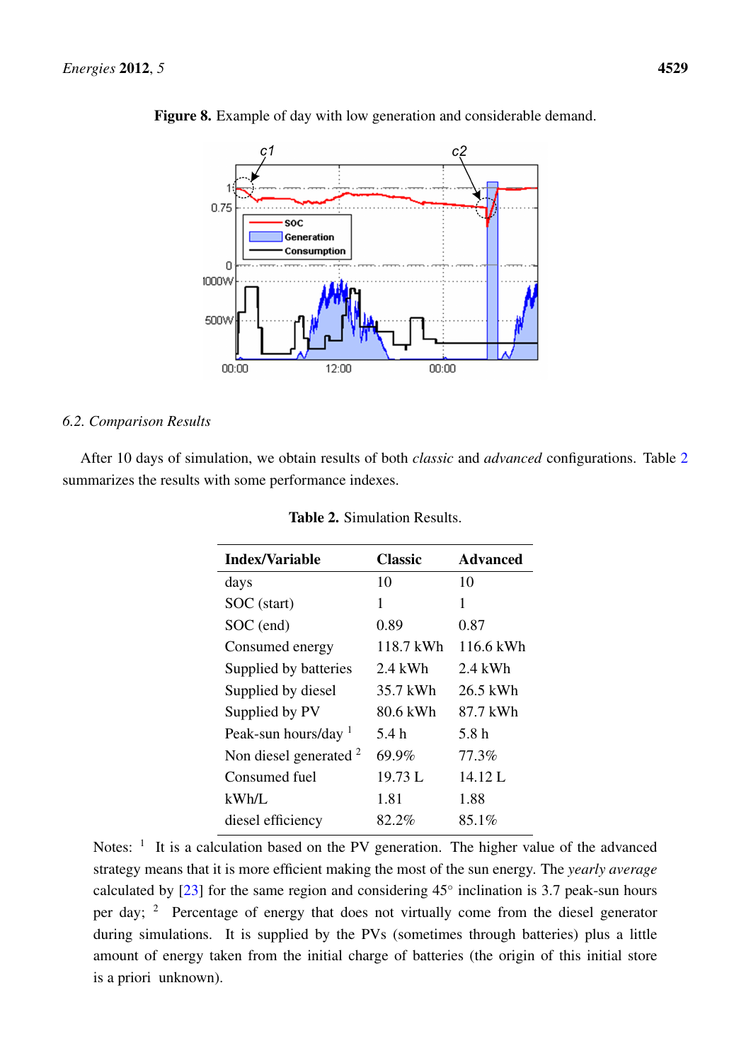**Figure 8.** Example of day with low generation and considerable demand.

### 6.2. Comparison Results

After 10 days of simulation, we obtain results of both *classic* and *advanced* configurations. Table 2 summarizes the results with some performance indexes.

**Table 2.** Simulation Results.

| Index/Variable | Classic | Advanced |
|---|---|---|
| days | 10 | 10 |
| SOC (start) | 1 | 1 |
| SOC (end) | 0.89 | 0.87 |
| Consumed energy | 118.7 kWh | 116.6 kWh |
| Supplied by batteries | 2.4 kWh | 2.4 kWh |
| Supplied by diesel | 35.7 kWh | 26.5 kWh |
| Supplied by PV | 80.6 kWh | 87.7 kWh |
| Peak-sun hours/day [1] | 5.4 h | 5.8 h |
| Non diesel generated [2] | 69.9% | 77.3% |
| Consumed fuel | 19.73 L | 14.12 L |
| kWh/L | 1.81 | 1.88 |
| diesel efficiency | 82.2% | 85.1% |

Notes: [1] It is a calculation based on the PV generation. The higher value of the advanced strategy means that it is more efficient making the most of the sun energy. The *yearly average* calculated by [23] for the same region and considering 45° inclination is 3.7 peak-sun hours per day; [2] Percentage of energy that does not virtually come from the diesel generator during simulations. It is supplied by the PVs (sometimes through batteries) plus a little amount of energy taken from the initial charge of batteries (the origin of this initial store is a priori unknown).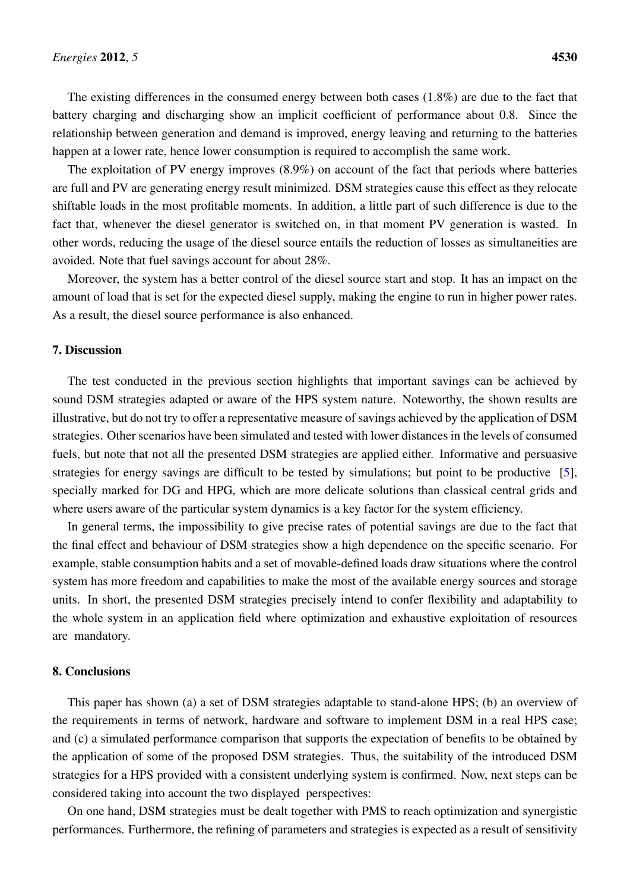The existing differences in the consumed energy between both cases (1.8%) are due to the fact that battery charging and discharging show an implicit coefficient of performance about 0.8. Since the relationship between generation and demand is improved, energy leaving and returning to the batteries happen at a lower rate, hence lower consumption is required to accomplish the same work.

The exploitation of PV energy improves (8.9%) on account of the fact that periods where batteries are full and PV are generating energy result minimized. DSM strategies cause this effect as they relocate shiftable loads in the most profitable moments. In addition, a little part of such difference is due to the fact that, whenever the diesel generator is switched on, in that moment PV generation is wasted. In other words, reducing the usage of the diesel source entails the reduction of losses as simultaneities are avoided. Note that fuel savings account for about 28%.

Moreover, the system has a better control of the diesel source start and stop. It has an impact on the amount of load that is set for the expected diesel supply, making the engine to run in higher power rates. As a result, the diesel source performance is also enhanced.

## 7. Discussion

The test conducted in the previous section highlights that important savings can be achieved by sound DSM strategies adapted or aware of the HPS system nature. Noteworthy, the shown results are illustrative, but do not try to offer a representative measure of savings achieved by the application of DSM strategies. Other scenarios have been simulated and tested with lower distances in the levels of consumed fuels, but note that not all the presented DSM strategies are applied either. Informative and persuasive strategies for energy savings are difficult to be tested by simulations; but point to be productive [5], specially marked for DG and HPG, which are more delicate solutions than classical central grids and where users aware of the particular system dynamics is a key factor for the system efficiency.

In general terms, the impossibility to give precise rates of potential savings are due to the fact that the final effect and behaviour of DSM strategies show a high dependence on the specific scenario. For example, stable consumption habits and a set of movable-defined loads draw situations where the control system has more freedom and capabilities to make the most of the available energy sources and storage units. In short, the presented DSM strategies precisely intend to confer flexibility and adaptability to the whole system in an application field where optimization and exhaustive exploitation of resources are mandatory.

## 8. Conclusions

This paper has shown (a) a set of DSM strategies adaptable to stand-alone HPS; (b) an overview of the requirements in terms of network, hardware and software to implement DSM in a real HPS case; and (c) a simulated performance comparison that supports the expectation of benefits to be obtained by the application of some of the proposed DSM strategies. Thus, the suitability of the introduced DSM strategies for a HPS provided with a consistent underlying system is confirmed. Now, next steps can be considered taking into account the two displayed perspectives:

On one hand, DSM strategies must be dealt together with PMS to reach optimization and synergistic performances. Furthermore, the refining of parameters and strategies is expected as a result of sensitivity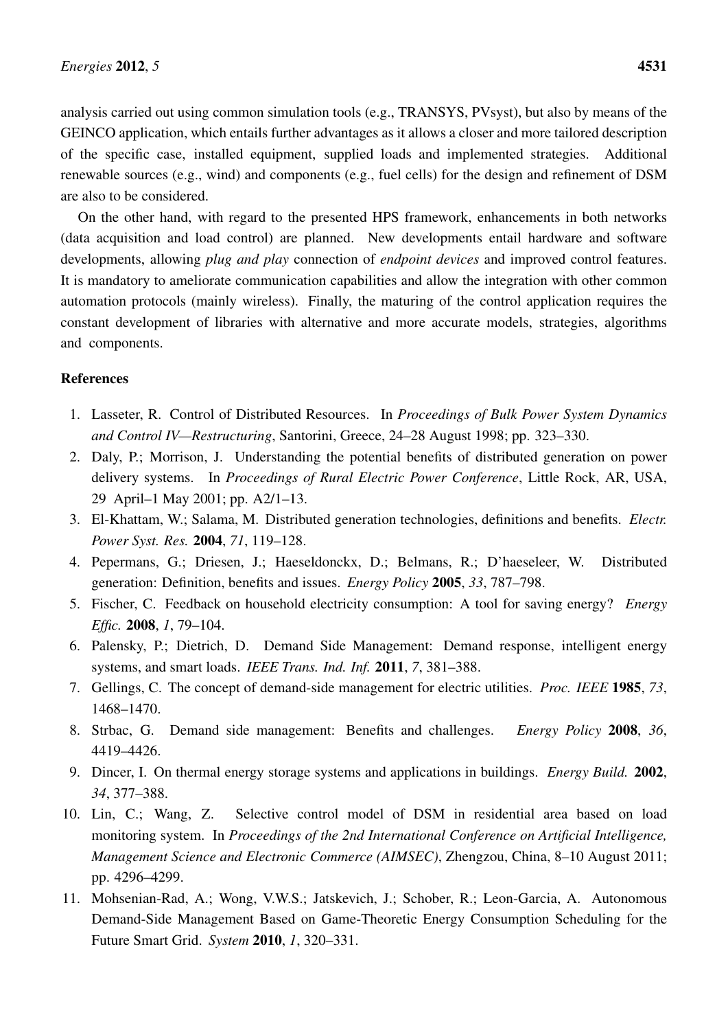analysis carried out using common simulation tools (e.g., TRANSYS, PVsyst), but also by means of the GEINCO application, which entails further advantages as it allows a closer and more tailored description of the specific case, installed equipment, supplied loads and implemented strategies. Additional renewable sources (e.g., wind) and components (e.g., fuel cells) for the design and refinement of DSM are also to be considered.

On the other hand, with regard to the presented HPS framework, enhancements in both networks (data acquisition and load control) are planned. New developments entail hardware and software developments, allowing *plug and play* connection of *endpoint devices* and improved control features. It is mandatory to ameliorate communication capabilities and allow the integration with other common automation protocols (mainly wireless). Finally, the maturing of the control application requires the constant development of libraries with alternative and more accurate models, strategies, algorithms and components.

## References

1. Lasseter, R. Control of Distributed Resources. In *Proceedings of Bulk Power System Dynamics and Control IV—Restructuring*, Santorini, Greece, 24–28 August 1998; pp. 323–330.
2. Daly, P.; Morrison, J. Understanding the potential benefits of distributed generation on power delivery systems. In *Proceedings of Rural Electric Power Conference*, Little Rock, AR, USA, 29 April–1 May 2001; pp. A2/1–13.
3. El-Khattam, W.; Salama, M. Distributed generation technologies, definitions and benefits. *Electr. Power Syst. Res.* **2004**, *71*, 119–128.
4. Pepermans, G.; Driesen, J.; Haeseldonckx, D.; Belmans, R.; D'haeseleer, W. Distributed generation: Definition, benefits and issues. *Energy Policy* **2005**, *33*, 787–798.
5. Fischer, C. Feedback on household electricity consumption: A tool for saving energy? *Energy Effic.* **2008**, *1*, 79–104.
6. Palensky, P.; Dietrich, D. Demand Side Management: Demand response, intelligent energy systems, and smart loads. *IEEE Trans. Ind. Inf.* **2011**, *7*, 381–388.
7. Gellings, C. The concept of demand-side management for electric utilities. *Proc. IEEE* **1985**, *73*, 1468–1470.
8. Strbac, G. Demand side management: Benefits and challenges. *Energy Policy* **2008**, *36*, 4419–4426.
9. Dincer, I. On thermal energy storage systems and applications in buildings. *Energy Build.* **2002**, *34*, 377–388.
10. Lin, C.; Wang, Z. Selective control model of DSM in residential area based on load monitoring system. In *Proceedings of the 2nd International Conference on Artificial Intelligence, Management Science and Electronic Commerce (AIMSEC)*, Zhengzou, China, 8–10 August 2011; pp. 4296–4299.
11. Mohsenian-Rad, A.; Wong, V.W.S.; Jatskevich, J.; Schober, R.; Leon-Garcia, A. Autonomous Demand-Side Management Based on Game-Theoretic Energy Consumption Scheduling for the Future Smart Grid. *System* **2010**, *1*, 320–331.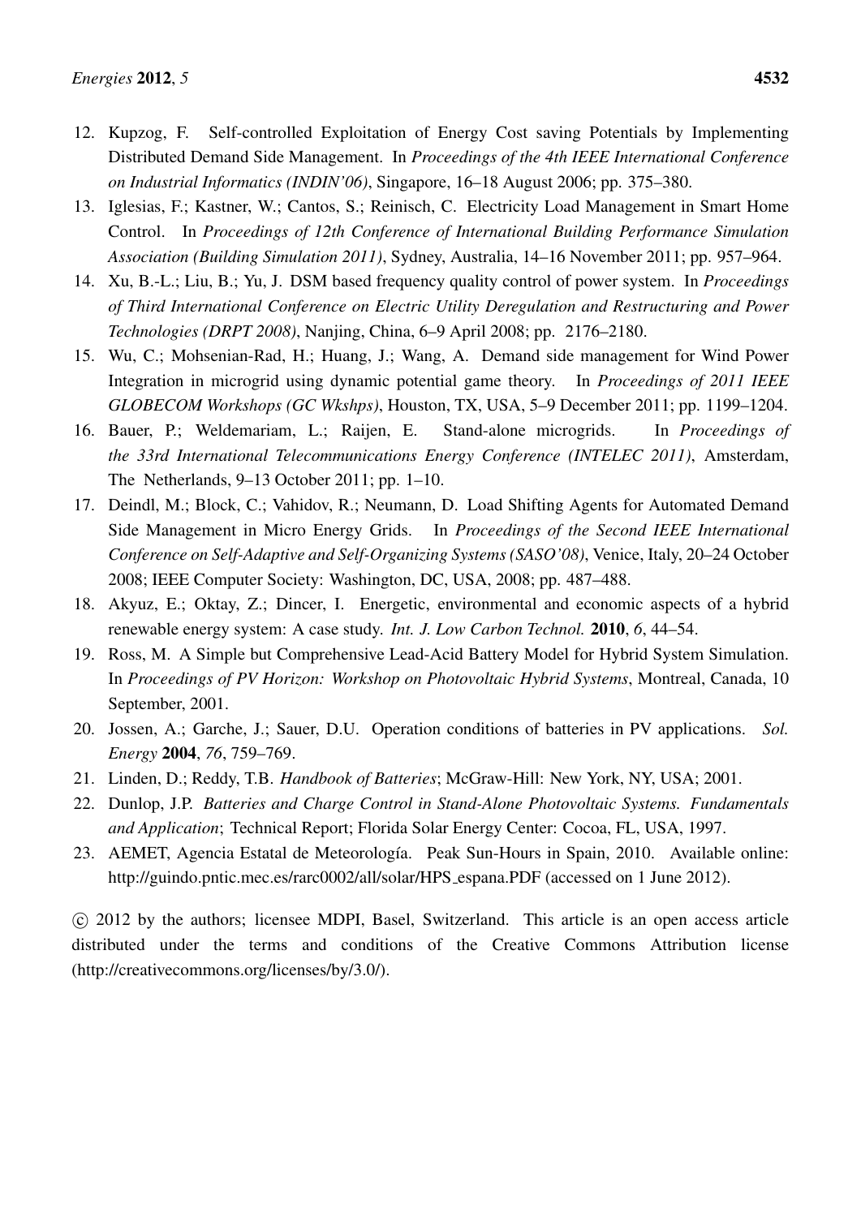12. Kupzog, F. Self-controlled Exploitation of Energy Cost saving Potentials by Implementing Distributed Demand Side Management. In *Proceedings of the 4th IEEE International Conference on Industrial Informatics (INDIN'06)*, Singapore, 16–18 August 2006; pp. 375–380.
13. Iglesias, F.; Kastner, W.; Cantos, S.; Reinisch, C. Electricity Load Management in Smart Home Control. In *Proceedings of 12th Conference of International Building Performance Simulation Association (Building Simulation 2011)*, Sydney, Australia, 14–16 November 2011; pp. 957–964.
14. Xu, B.-L.; Liu, B.; Yu, J. DSM based frequency quality control of power system. In *Proceedings of Third International Conference on Electric Utility Deregulation and Restructuring and Power Technologies (DRPT 2008)*, Nanjing, China, 6–9 April 2008; pp. 2176–2180.
15. Wu, C.; Mohsenian-Rad, H.; Huang, J.; Wang, A. Demand side management for Wind Power Integration in microgrid using dynamic potential game theory. In *Proceedings of 2011 IEEE GLOBECOM Workshops (GC Wkshps)*, Houston, TX, USA, 5–9 December 2011; pp. 1199–1204.
16. Bauer, P.; Weldemariam, L.; Raijen, E. Stand-alone microgrids. In *Proceedings of the 33rd International Telecommunications Energy Conference (INTELEC 2011)*, Amsterdam, The Netherlands, 9–13 October 2011; pp. 1–10.
17. Deindl, M.; Block, C.; Vahidov, R.; Neumann, D. Load Shifting Agents for Automated Demand Side Management in Micro Energy Grids. In *Proceedings of the Second IEEE International Conference on Self-Adaptive and Self-Organizing Systems (SASO'08)*, Venice, Italy, 20–24 October 2008; IEEE Computer Society: Washington, DC, USA, 2008; pp. 487–488.
18. Akyuz, E.; Oktay, Z.; Dincer, I. Energetic, environmental and economic aspects of a hybrid renewable energy system: A case study. *Int. J. Low Carbon Technol.* **2010**, *6*, 44–54.
19. Ross, M. A Simple but Comprehensive Lead-Acid Battery Model for Hybrid System Simulation. In *Proceedings of PV Horizon: Workshop on Photovoltaic Hybrid Systems*, Montreal, Canada, 10 September, 2001.
20. Jossen, A.; Garche, J.; Sauer, D.U. Operation conditions of batteries in PV applications. *Sol. Energy* **2004**, *76*, 759–769.
21. Linden, D.; Reddy, T.B. *Handbook of Batteries*; McGraw-Hill: New York, NY, USA; 2001.
22. Dunlop, J.P. *Batteries and Charge Control in Stand-Alone Photovoltaic Systems. Fundamentals and Application*; Technical Report; Florida Solar Energy Center: Cocoa, FL, USA, 1997.
23. AEMET, Agencia Estatal de Meteorología. Peak Sun-Hours in Spain, 2010. Available online: http://guindo.pntic.mec.es/rarc0002/all/solar/HPS_espana.PDF (accessed on 1 June 2012).

© 2012 by the authors; licensee MDPI, Basel, Switzerland. This article is an open access article distributed under the terms and conditions of the Creative Commons Attribution license (http://creativecommons.org/licenses/by/3.0/).